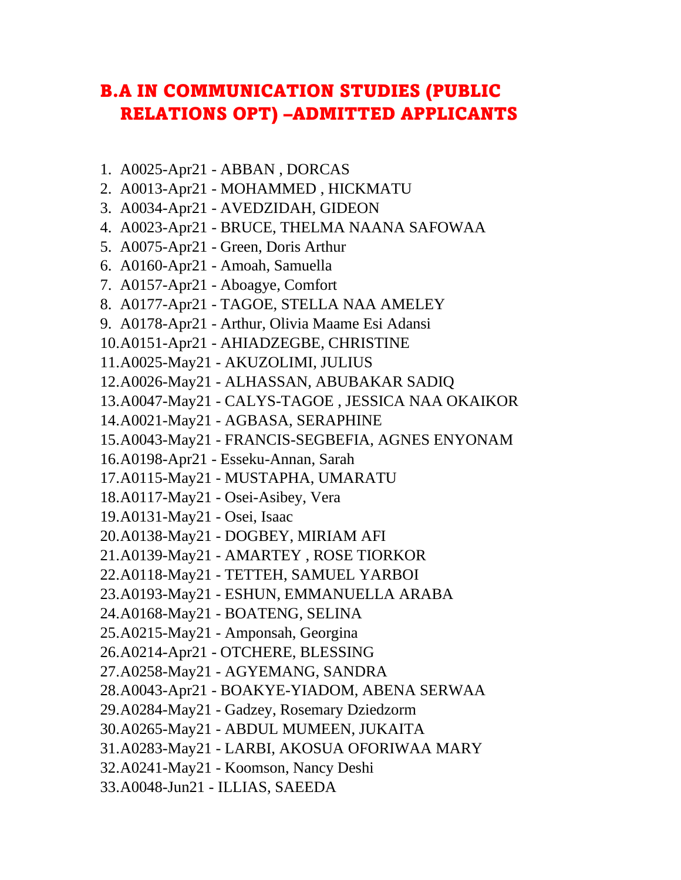# B.A IN COMMUNICATION STUDIES (PUBLIC RELATIONS OPT) –ADMITTED APPLICANTS

1. A0025-Apr21 - ABBAN , DORCAS
2. A0013-Apr21 - MOHAMMED , HICKMATU
3. A0034-Apr21 - AVEDZIDAH, GIDEON
4. A0023-Apr21 - BRUCE, THELMA NAANA SAFOWAA
5. A0075-Apr21 - Green, Doris Arthur
6. A0160-Apr21 - Amoah, Samuella
7. A0157-Apr21 - Aboagye, Comfort
8. A0177-Apr21 - TAGOE, STELLA NAA AMELEY
9. A0178-Apr21 - Arthur, Olivia Maame Esi Adansi
10. A0151-Apr21 - AHIADZEGBE, CHRISTINE
11. A0025-May21 - AKUZOLIMI, JULIUS
12. A0026-May21 - ALHASSAN, ABUBAKAR SADIQ
13. A0047-May21 - CALYS-TAGOE , JESSICA NAA OKAIKOR
14. A0021-May21 - AGBASA, SERAPHINE
15. A0043-May21 - FRANCIS-SEGBEFIA, AGNES ENYONAM
16. A0198-Apr21 - Esseku-Annan, Sarah
17. A0115-May21 - MUSTAPHA, UMARATU
18. A0117-May21 - Osei-Asibey, Vera
19. A0131-May21 - Osei, Isaac
20. A0138-May21 - DOGBEY, MIRIAM AFI
21. A0139-May21 - AMARTEY , ROSE TIORKOR
22. A0118-May21 - TETTEH, SAMUEL YARBOI
23. A0193-May21 - ESHUN, EMMANUELLA ARABA
24. A0168-May21 - BOATENG, SELINA
25. A0215-May21 - Amponsah, Georgina
26. A0214-Apr21 - OTCHERE, BLESSING
27. A0258-May21 - AGYEMANG, SANDRA
28. A0043-Apr21 - BOAKYE-YIADOM, ABENA SERWAA
29. A0284-May21 - Gadzey, Rosemary Dziedzorm
30. A0265-May21 - ABDUL MUMEEN, JUKAITA
31. A0283-May21 - LARBI, AKOSUA OFORIWAA MARY
32. A0241-May21 - Koomson, Nancy Deshi
33. A0048-Jun21 - ILLIAS, SAEEDA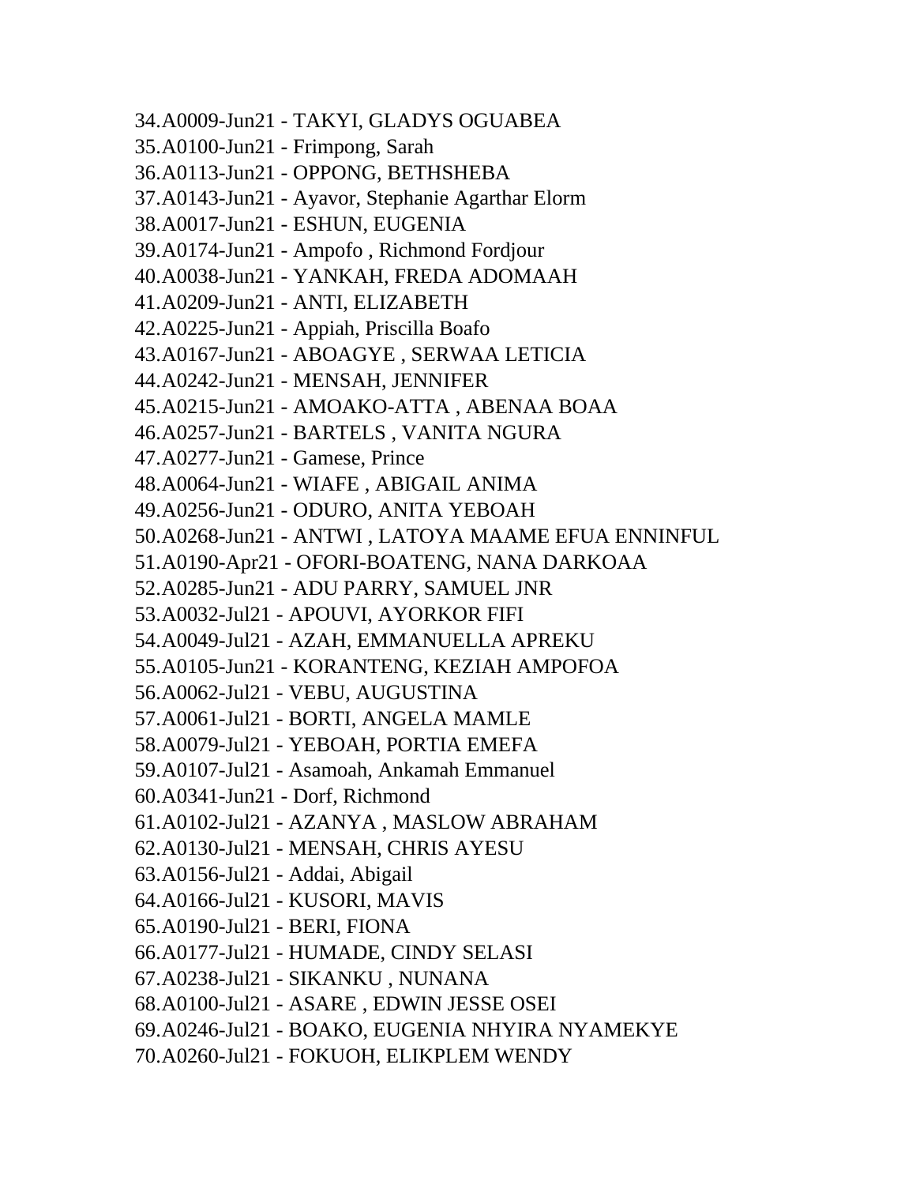34.A0009-Jun21 - TAKYI, GLADYS OGUABEA
35.A0100-Jun21 - Frimpong, Sarah
36.A0113-Jun21 - OPPONG, BETHSHEBA
37.A0143-Jun21 - Ayavor, Stephanie Agarthar Elorm
38.A0017-Jun21 - ESHUN, EUGENIA
39.A0174-Jun21 - Ampofo , Richmond Fordjour
40.A0038-Jun21 - YANKAH, FREDA ADOMAAH
41.A0209-Jun21 - ANTI, ELIZABETH
42.A0225-Jun21 - Appiah, Priscilla Boafo
43.A0167-Jun21 - ABOAGYE , SERWAA LETICIA
44.A0242-Jun21 - MENSAH, JENNIFER
45.A0215-Jun21 - AMOAKO-ATTA , ABENAA BOAA
46.A0257-Jun21 - BARTELS , VANITA NGURA
47.A0277-Jun21 - Gamese, Prince
48.A0064-Jun21 - WIAFE , ABIGAIL ANIMA
49.A0256-Jun21 - ODURO, ANITA YEBOAH
50.A0268-Jun21 - ANTWI , LATOYA MAAME EFUA ENNINFUL
51.A0190-Apr21 - OFORI-BOATENG, NANA DARKOAA
52.A0285-Jun21 - ADU PARRY, SAMUEL JNR
53.A0032-Jul21 - APOUVI, AYORKOR FIFI
54.A0049-Jul21 - AZAH, EMMANUELLA APREKU
55.A0105-Jun21 - KORANTENG, KEZIAH AMPOFOA
56.A0062-Jul21 - VEBU, AUGUSTINA
57.A0061-Jul21 - BORTI, ANGELA MAMLE
58.A0079-Jul21 - YEBOAH, PORTIA EMEFA
59.A0107-Jul21 - Asamoah, Ankamah Emmanuel
60.A0341-Jun21 - Dorf, Richmond
61.A0102-Jul21 - AZANYA , MASLOW ABRAHAM
62.A0130-Jul21 - MENSAH, CHRIS AYESU
63.A0156-Jul21 - Addai, Abigail
64.A0166-Jul21 - KUSORI, MAVIS
65.A0190-Jul21 - BERI, FIONA
66.A0177-Jul21 - HUMADE, CINDY SELASI
67.A0238-Jul21 - SIKANKU , NUNANA
68.A0100-Jul21 - ASARE , EDWIN JESSE OSEI
69.A0246-Jul21 - BOAKO, EUGENIA NHYIRA NYAMEKYE
70.A0260-Jul21 - FOKUOH, ELIKPLEM WENDY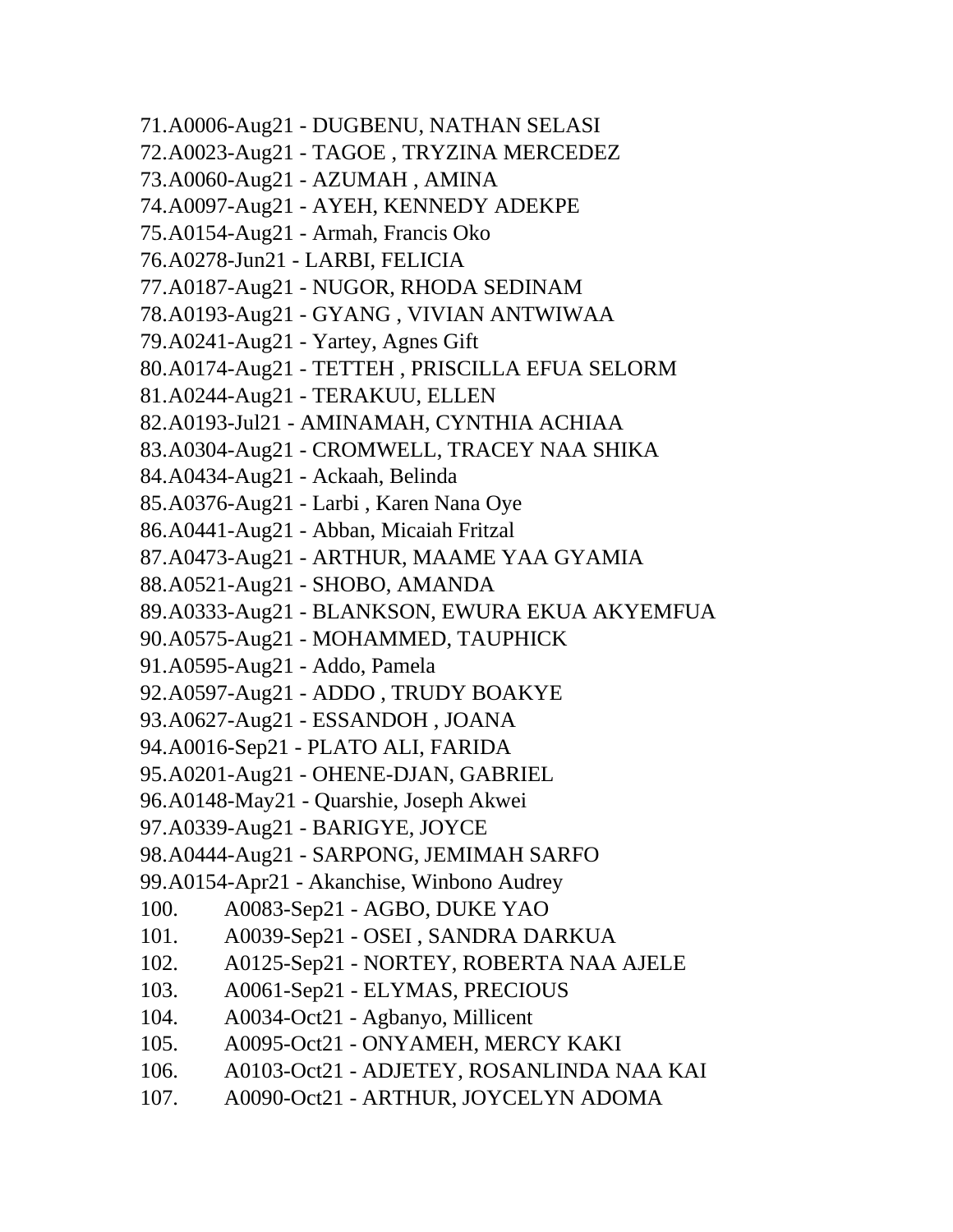71.A0006-Aug21 - DUGBENU, NATHAN SELASI
72.A0023-Aug21 - TAGOE , TRYZINA MERCEDEZ
73.A0060-Aug21 - AZUMAH , AMINA
74.A0097-Aug21 - AYEH, KENNEDY ADEKPE
75.A0154-Aug21 - Armah, Francis Oko
76.A0278-Jun21 - LARBI, FELICIA
77.A0187-Aug21 - NUGOR, RHODA SEDINAM
78.A0193-Aug21 - GYANG , VIVIAN ANTWIWAA
79.A0241-Aug21 - Yartey, Agnes Gift
80.A0174-Aug21 - TETTEH , PRISCILLA EFUA SELORM
81.A0244-Aug21 - TERAKUU, ELLEN
82.A0193-Jul21 - AMINAMAH, CYNTHIA ACHIAA
83.A0304-Aug21 - CROMWELL, TRACEY NAA SHIKA
84.A0434-Aug21 - Ackaah, Belinda
85.A0376-Aug21 - Larbi , Karen Nana Oye
86.A0441-Aug21 - Abban, Micaiah Fritzal
87.A0473-Aug21 - ARTHUR, MAAME YAA GYAMIA
88.A0521-Aug21 - SHOBO, AMANDA
89.A0333-Aug21 - BLANKSON, EWURA EKUA AKYEMFUA
90.A0575-Aug21 - MOHAMMED, TAUPHICK
91.A0595-Aug21 - Addo, Pamela
92.A0597-Aug21 - ADDO , TRUDY BOAKYE
93.A0627-Aug21 - ESSANDOH , JOANA
94.A0016-Sep21 - PLATO ALI, FARIDA
95.A0201-Aug21 - OHENE-DJAN, GABRIEL
96.A0148-May21 - Quarshie, Joseph Akwei
97.A0339-Aug21 - BARIGYE, JOYCE
98.A0444-Aug21 - SARPONG, JEMIMAH SARFO
99.A0154-Apr21 - Akanchise, Winbono Audrey
100. A0083-Sep21 - AGBO, DUKE YAO
101. A0039-Sep21 - OSEI , SANDRA DARKUA
102. A0125-Sep21 - NORTEY, ROBERTA NAA AJELE
103. A0061-Sep21 - ELYMAS, PRECIOUS
104. A0034-Oct21 - Agbanyo, Millicent
105. A0095-Oct21 - ONYAMEH, MERCY KAKI
106. A0103-Oct21 - ADJETEY, ROSANLINDA NAA KAI
107. A0090-Oct21 - ARTHUR, JOYCELYN ADOMA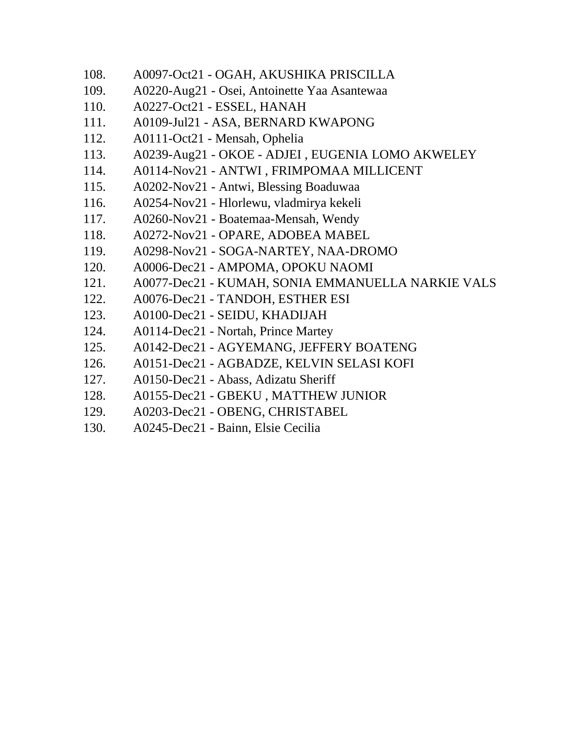108. A0097-Oct21 - OGAH, AKUSHIKA PRISCILLA
109. A0220-Aug21 - Osei, Antoinette Yaa Asantewaa
110. A0227-Oct21 - ESSEL, HANAH
111. A0109-Jul21 - ASA, BERNARD KWAPONG
112. A0111-Oct21 - Mensah, Ophelia
113. A0239-Aug21 - OKOE - ADJEI , EUGENIA LOMO AKWELEY
114. A0114-Nov21 - ANTWI , FRIMPOMAA MILLICENT
115. A0202-Nov21 - Antwi, Blessing Boaduwaa
116. A0254-Nov21 - Hlorlewu, vladmirya kekeli
117. A0260-Nov21 - Boatemaa-Mensah, Wendy
118. A0272-Nov21 - OPARE, ADOBEA MABEL
119. A0298-Nov21 - SOGA-NARTEY, NAA-DROMO
120. A0006-Dec21 - AMPOMA, OPOKU NAOMI
121. A0077-Dec21 - KUMAH, SONIA EMMANUELLA NARKIE VALS
122. A0076-Dec21 - TANDOH, ESTHER ESI
123. A0100-Dec21 - SEIDU, KHADIJAH
124. A0114-Dec21 - Nortah, Prince Martey
125. A0142-Dec21 - AGYEMANG, JEFFERY BOATENG
126. A0151-Dec21 - AGBADZE, KELVIN SELASI KOFI
127. A0150-Dec21 - Abass, Adizatu Sheriff
128. A0155-Dec21 - GBEKU , MATTHEW JUNIOR
129. A0203-Dec21 - OBENG, CHRISTABEL
130. A0245-Dec21 - Bainn, Elsie Cecilia